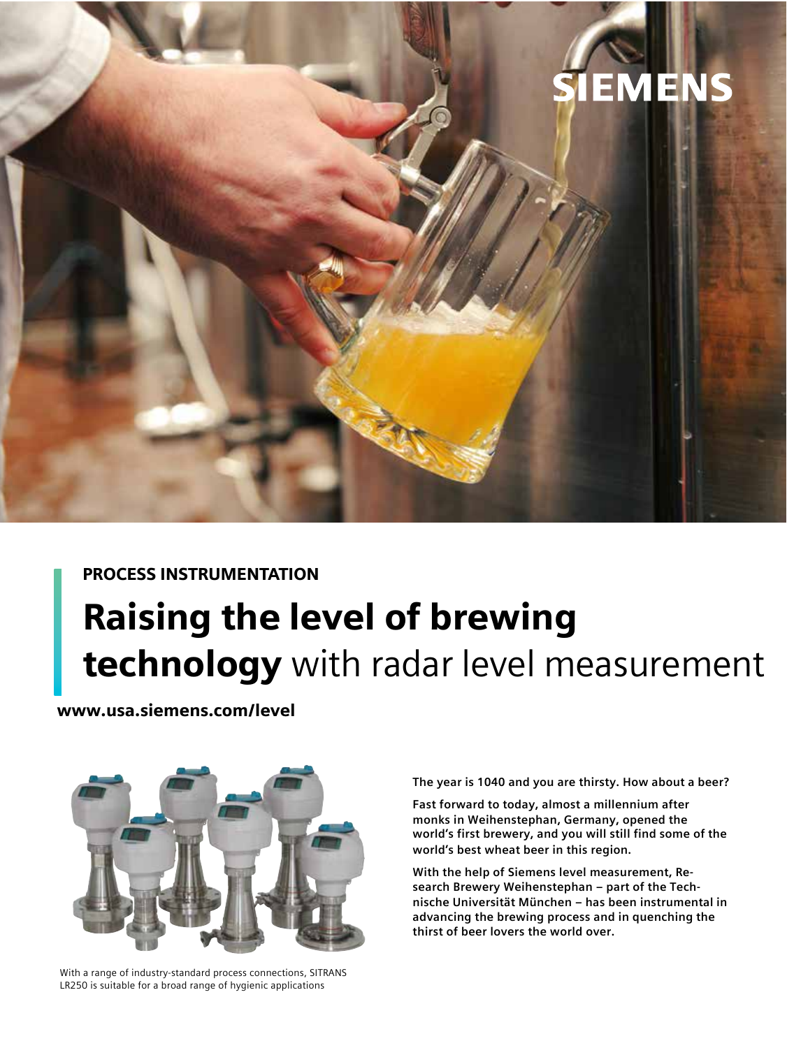SIEMENS

PROCESS INSTRUMENTATION

# **Raising the level of brewing technology** with radar level measurement

**www.usa.siemens.com/level**

With a range of industry-standard process connections, SITRANS LR250 is suitable for a broad range of hygienic applications

**The year is 1040 and you are thirsty. How about a beer?**

**Fast forward to today, almost a millennium after monks in Weihenstephan, Germany, opened the world's first brewery, and you will still find some of the world's best wheat beer in this region.**

**With the help of Siemens level measurement, Research Brewery Weihenstephan – part of the Technische Universität München – has been instrumental in advancing the brewing process and in quenching the thirst of beer lovers the world over.**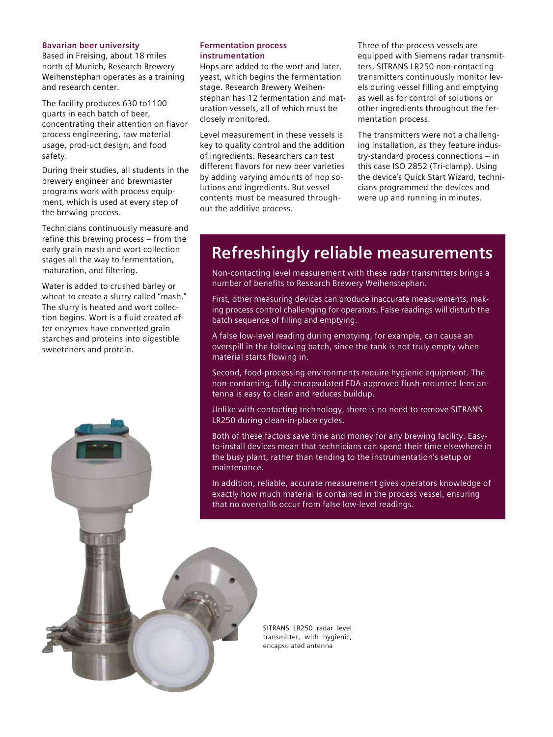### Bavarian beer university

Based in Freising, about 18 miles north of Munich, Research Brewery Weihenstephan operates as a training and research center.

The facility produces 630 to1100 quarts in each batch of beer, concentrating their attention on flavor process engineering, raw material usage, prod-uct design, and food safety.

During their studies, all students in the brewery engineer and brewmaster programs work with process equipment, which is used at every step of the brewing process.

Technicians continuously measure and refine this brewing process – from the early grain mash and wort collection stages all the way to fermentation, maturation, and filtering.

Water is added to crushed barley or wheat to create a slurry called "mash." The slurry is heated and wort collection begins. Wort is a fluid created after enzymes have converted grain starches and proteins into digestible sweeteners and protein.

### Fermentation process instrumentation

Hops are added to the wort and later, yeast, which begins the fermentation stage. Research Brewery Weihenstephan has 12 fermentation and maturation vessels, all of which must be closely monitored.

Level measurement in these vessels is key to quality control and the addition of ingredients. Researchers can test different flavors for new beer varieties by adding varying amounts of hop solutions and ingredients. But vessel contents must be measured throughout the additive process.

Three of the process vessels are equipped with Siemens radar transmitters. SITRANS LR250 non-contacting transmitters continuously monitor levels during vessel filling and emptying as well as for control of solutions or other ingredients throughout the fermentation process.

The transmitters were not a challenging installation, as they feature industry-standard process connections – in this case ISO 2852 (Tri-clamp). Using the device's Quick Start Wizard, technicians programmed the devices and were up and running in minutes.

## Refreshingly reliable measurements

Non-contacting level measurement with these radar transmitters brings a number of benefits to Research Brewery Weihenstephan.

First, other measuring devices can produce inaccurate measurements, making process control challenging for operators. False readings will disturb the batch sequence of filling and emptying.

A false low-level reading during emptying, for example, can cause an overspill in the following batch, since the tank is not truly empty when material starts flowing in.

Second, food-processing environments require hygienic equipment. The non-contacting, fully encapsulated FDA-approved flush-mounted lens antenna is easy to clean and reduces buildup.

Unlike with contacting technology, there is no need to remove SITRANS LR250 during clean-in-place cycles.

Both of these factors save time and money for any brewing facility. Easy-to-install devices mean that technicians can spend their time elsewhere in the busy plant, rather than tending to the instrumentation's setup or maintenance.

In addition, reliable, accurate measurement gives operators knowledge of exactly how much material is contained in the process vessel, ensuring that no overspills occur from false low-level readings.

SITRANS LR250 radar level transmitter, with hygienic, encapsulated antenna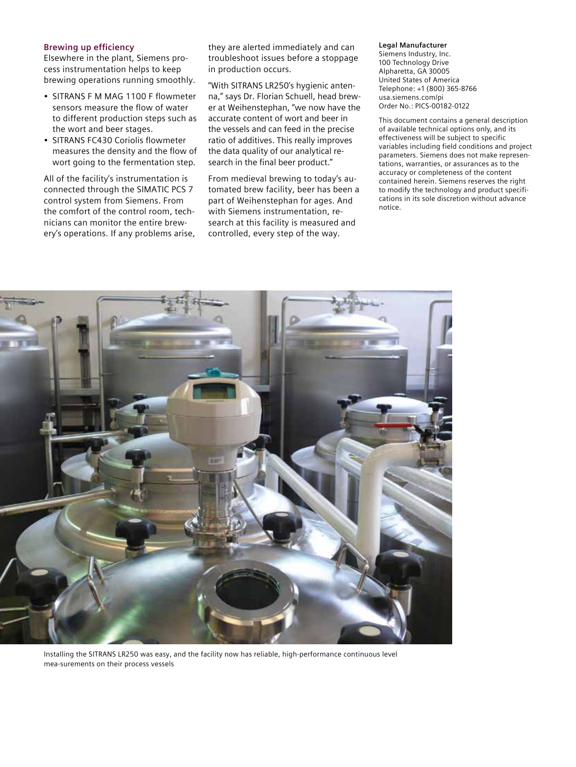### Brewing up efficiency

Elsewhere in the plant, Siemens process instrumentation helps to keep brewing operations running smoothly.

- SITRANS F M MAG 1100 F flowmeter sensors measure the flow of water to different production steps such as the wort and beer stages.
- SITRANS FC430 Coriolis flowmeter measures the density and the flow of wort going to the fermentation step.

All of the facility's instrumentation is connected through the SIMATIC PCS 7 control system from Siemens. From the comfort of the control room, technicians can monitor the entire brewery's operations. If any problems arise, they are alerted immediately and can troubleshoot issues before a stoppage in production occurs.

"With SITRANS LR250's hygienic antenna," says Dr. Florian Schuell, head brewer at Weihenstephan, "we now have the accurate content of wort and beer in the vessels and can feed in the precise ratio of additives. This really improves the data quality of our analytical research in the final beer product."

From medieval brewing to today's automated brew facility, beer has been a part of Weihenstephan for ages. And with Siemens instrumentation, research at this facility is measured and controlled, every step of the way.

**Legal Manufacturer**
Siemens Industry, Inc.
100 Technology Drive
Alpharetta, GA 30005
United States of America
Telephone: +1 (800) 365-8766
usa.siemens.com/pi
Order No.: PICS-00182-0122

This document contains a general description of available technical options only, and its effectiveness will be subject to specific variables including field conditions and project parameters. Siemens does not make representations, warranties, or assurances as to the accuracy or completeness of the content contained herein. Siemens reserves the right to modify the technology and product specifications in its sole discretion without advance notice.

Installing the SITRANS LR250 was easy, and the facility now has reliable, high-performance continuous level mea-surements on their process vessels